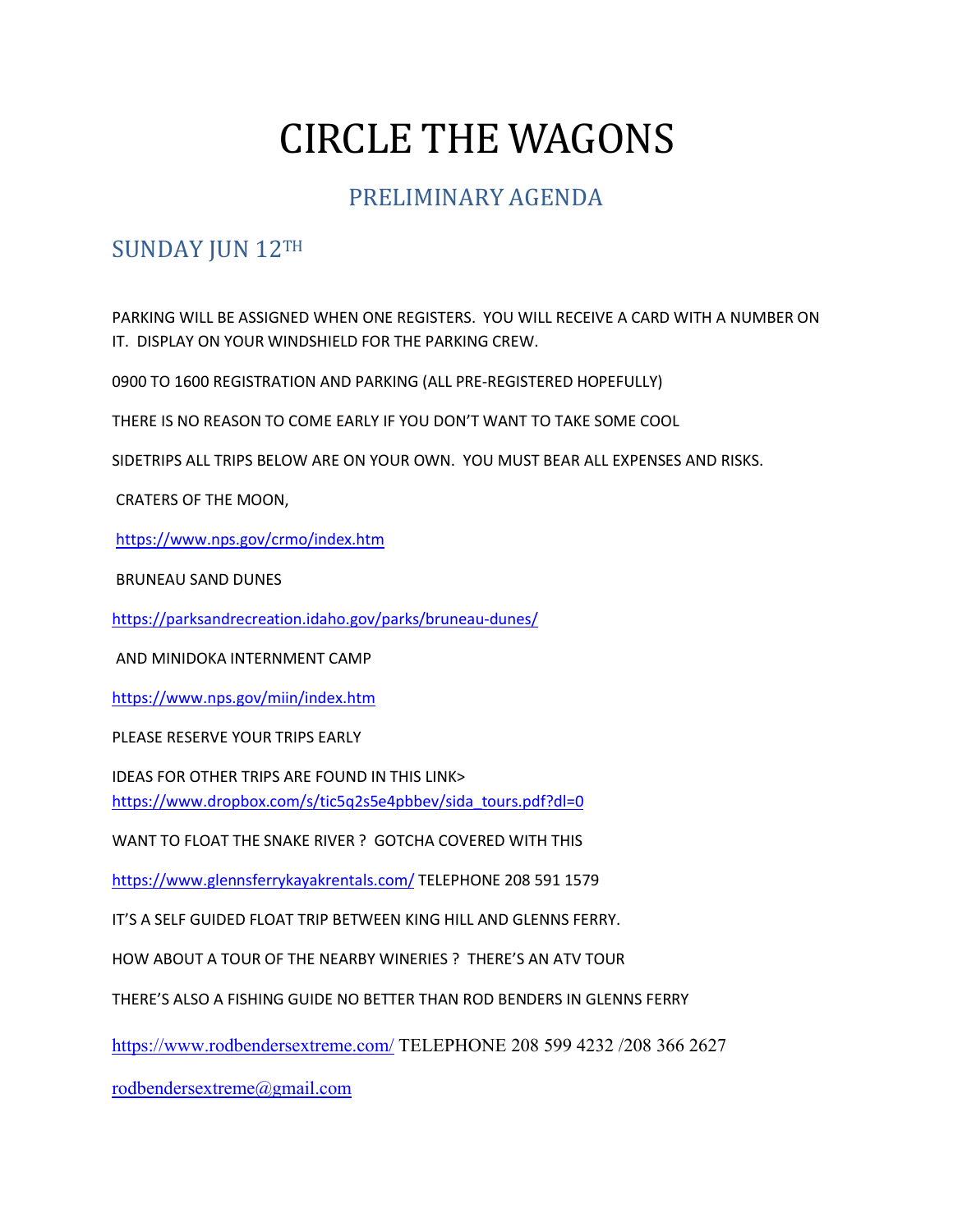# CIRCLE THE WAGONS

## PRELIMINARY AGENDA

## SUNDAY JUN 12TH

PARKING WILL BE ASSIGNED WHEN ONE REGISTERS. YOU WILL RECEIVE A CARD WITH A NUMBER ON IT. DISPLAY ON YOUR WINDSHIELD FOR THE PARKING CREW.

0900 TO 1600 REGISTRATION AND PARKING (ALL PRE-REGISTERED HOPEFULLY)

THERE IS NO REASON TO COME EARLY IF YOU DON'T WANT TO TAKE SOME COOL

SIDETRIPS ALL TRIPS BELOW ARE ON YOUR OWN. YOU MUST BEAR ALL EXPENSES AND RISKS.

CRATERS OF THE MOON,

https://www.nps.gov/crmo/index.htm

BRUNEAU SAND DUNES

https://parksandrecreation.idaho.gov/parks/bruneau-dunes/

AND MINIDOKA INTERNMENT CAMP

https://www.nps.gov/miin/index.htm

PLEASE RESERVE YOUR TRIPS EARLY

IDEAS FOR OTHER TRIPS ARE FOUND IN THIS LINK>
https://www.dropbox.com/s/tic5q2s5e4pbbev/sida_tours.pdf?dl=0

WANT TO FLOAT THE SNAKE RIVER ? GOTCHA COVERED WITH THIS

https://www.glennsferrykayakrentals.com/ TELEPHONE 208 591 1579

IT'S A SELF GUIDED FLOAT TRIP BETWEEN KING HILL AND GLENNS FERRY.

HOW ABOUT A TOUR OF THE NEARBY WINERIES ? THERE'S AN ATV TOUR

THERE'S ALSO A FISHING GUIDE NO BETTER THAN ROD BENDERS IN GLENNS FERRY

https://www.rodbendersextreme.com/ TELEPHONE 208 599 4232 /208 366 2627

rodbendersextreme@gmail.com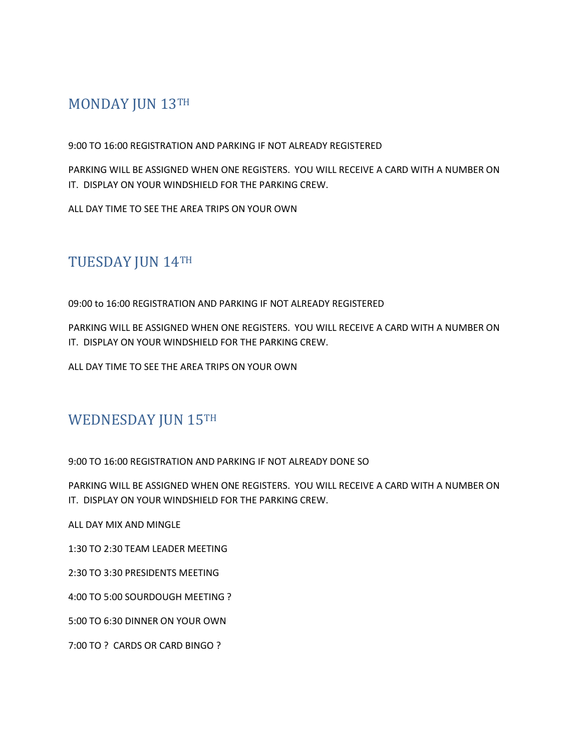## MONDAY JUN 13TH

9:00 TO 16:00 REGISTRATION AND PARKING IF NOT ALREADY REGISTERED

PARKING WILL BE ASSIGNED WHEN ONE REGISTERS. YOU WILL RECEIVE A CARD WITH A NUMBER ON IT. DISPLAY ON YOUR WINDSHIELD FOR THE PARKING CREW.

ALL DAY TIME TO SEE THE AREA TRIPS ON YOUR OWN

## TUESDAY JUN 14TH

09:00 to 16:00 REGISTRATION AND PARKING IF NOT ALREADY REGISTERED

PARKING WILL BE ASSIGNED WHEN ONE REGISTERS. YOU WILL RECEIVE A CARD WITH A NUMBER ON IT. DISPLAY ON YOUR WINDSHIELD FOR THE PARKING CREW.

ALL DAY TIME TO SEE THE AREA TRIPS ON YOUR OWN

## WEDNESDAY JUN 15TH

9:00 TO 16:00 REGISTRATION AND PARKING IF NOT ALREADY DONE SO

PARKING WILL BE ASSIGNED WHEN ONE REGISTERS. YOU WILL RECEIVE A CARD WITH A NUMBER ON IT. DISPLAY ON YOUR WINDSHIELD FOR THE PARKING CREW.

ALL DAY MIX AND MINGLE

1:30 TO 2:30 TEAM LEADER MEETING

2:30 TO 3:30 PRESIDENTS MEETING

4:00 TO 5:00 SOURDOUGH MEETING ?

5:00 TO 6:30 DINNER ON YOUR OWN

7:00 TO ? CARDS OR CARD BINGO ?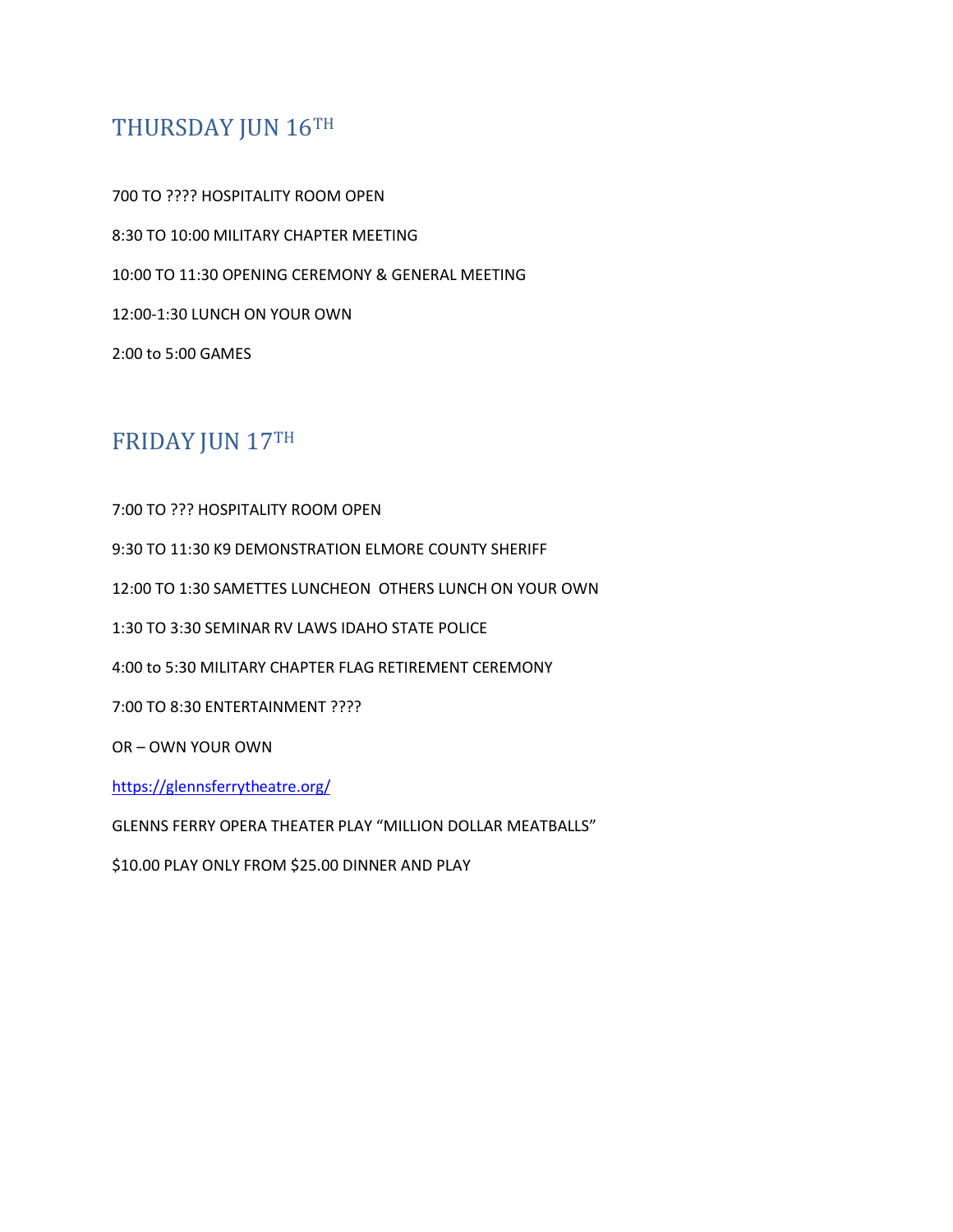## THURSDAY JUN 16TH

700 TO ???? HOSPITALITY ROOM OPEN

8:30 TO 10:00 MILITARY CHAPTER MEETING

10:00 TO 11:30 OPENING CEREMONY & GENERAL MEETING

12:00-1:30 LUNCH ON YOUR OWN

2:00 to 5:00 GAMES

## FRIDAY JUN 17TH

7:00 TO ??? HOSPITALITY ROOM OPEN

9:30 TO 11:30 K9 DEMONSTRATION ELMORE COUNTY SHERIFF

12:00 TO 1:30 SAMETTES LUNCHEON OTHERS LUNCH ON YOUR OWN

1:30 TO 3:30 SEMINAR RV LAWS IDAHO STATE POLICE

4:00 to 5:30 MILITARY CHAPTER FLAG RETIREMENT CEREMONY

7:00 TO 8:30 ENTERTAINMENT ????

OR – OWN YOUR OWN

https://glennsferrytheatre.org/

GLENNS FERRY OPERA THEATER PLAY "MILLION DOLLAR MEATBALLS"

$10.00 PLAY ONLY FROM $25.00 DINNER AND PLAY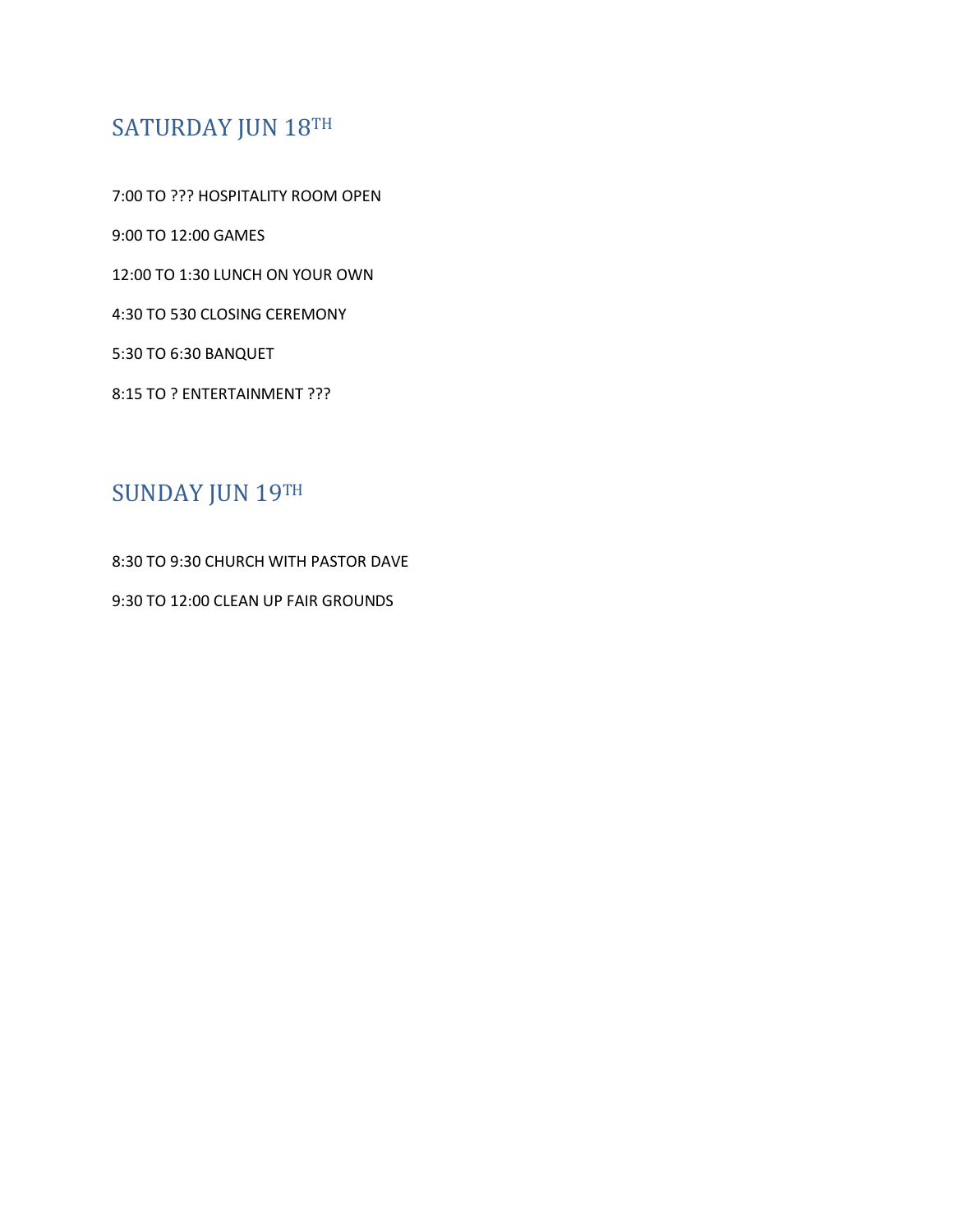## SATURDAY JUN 18TH

7:00 TO ??? HOSPITALITY ROOM OPEN

9:00 TO 12:00 GAMES

12:00 TO 1:30 LUNCH ON YOUR OWN

4:30 TO 530 CLOSING CEREMONY

5:30 TO 6:30 BANQUET

8:15 TO ? ENTERTAINMENT ???

## SUNDAY JUN 19TH

8:30 TO 9:30 CHURCH WITH PASTOR DAVE

9:30 TO 12:00 CLEAN UP FAIR GROUNDS